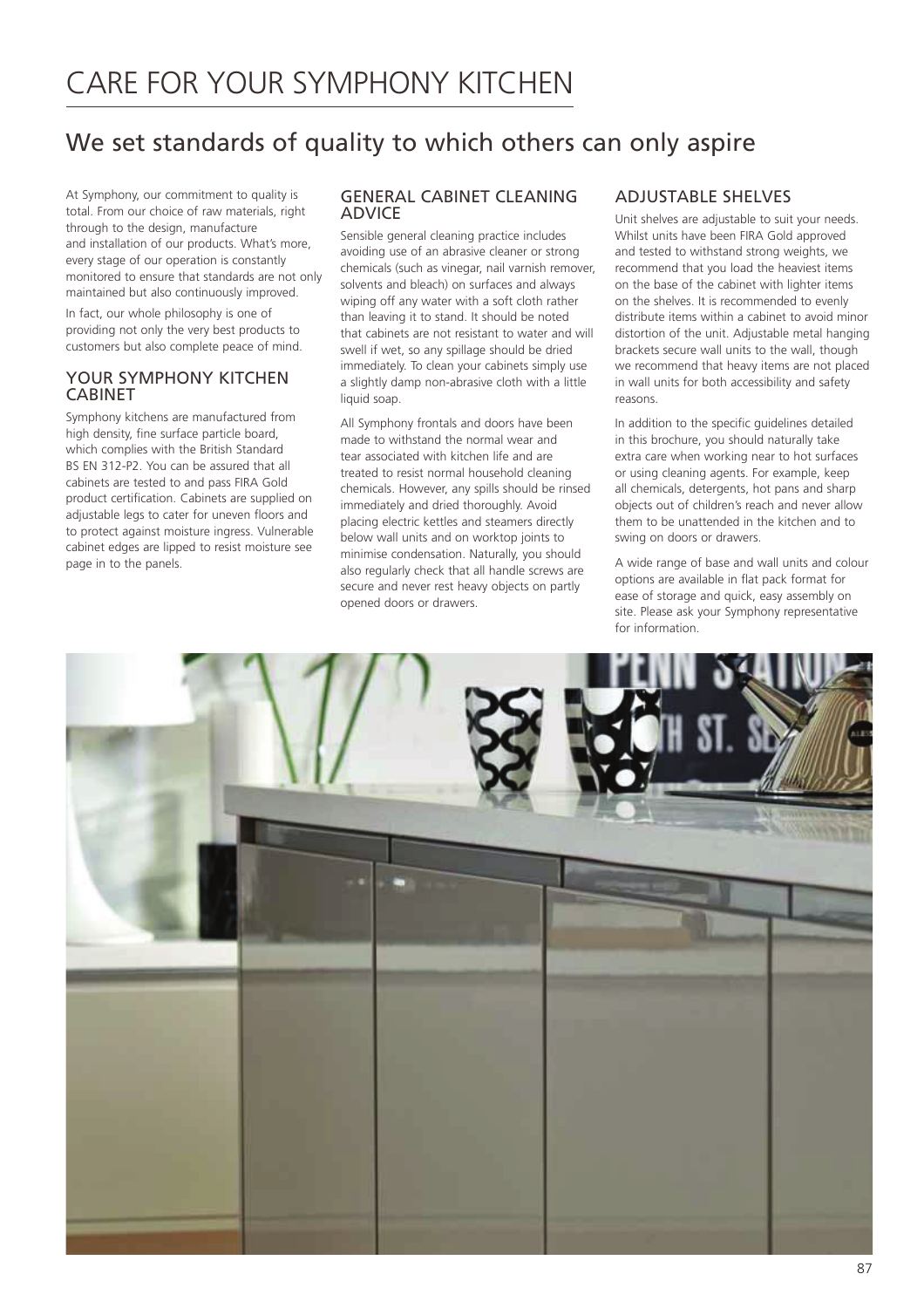# CARE FOR YOUR SYMPHONY KITCHEN

## We set standards of quality to which others can only aspire

At Symphony, our commitment to quality is total. From our choice of raw materials, right through to the design, manufacture and installation of our products. What's more, every stage of our operation is constantly monitored to ensure that standards are not only maintained but also continuously improved.

In fact, our whole philosophy is one of providing not only the very best products to customers but also complete peace of mind.

### YOUR SYMPHONY KITCHEN CABINET

Symphony kitchens are manufactured from high density, fine surface particle board, which complies with the British Standard BS EN 312-P2. You can be assured that all cabinets are tested to and pass FIRA Gold product certification. Cabinets are supplied on adjustable legs to cater for uneven floors and to protect against moisture ingress. Vulnerable cabinet edges are lipped to resist moisture see page in to the panels.

### GENERAL CABINET CLEANING ADVICE

Sensible general cleaning practice includes avoiding use of an abrasive cleaner or strong chemicals (such as vinegar, nail varnish remover, solvents and bleach) on surfaces and always wiping off any water with a soft cloth rather than leaving it to stand. It should be noted that cabinets are not resistant to water and will swell if wet, so any spillage should be dried immediately. To clean your cabinets simply use a slightly damp non-abrasive cloth with a little liquid soap.

All Symphony frontals and doors have been made to withstand the normal wear and tear associated with kitchen life and are treated to resist normal household cleaning chemicals. However, any spills should be rinsed immediately and dried thoroughly. Avoid placing electric kettles and steamers directly below wall units and on worktop joints to minimise condensation. Naturally, you should also regularly check that all handle screws are secure and never rest heavy objects on partly opened doors or drawers.

### ADJUSTABLE SHELVES

Unit shelves are adjustable to suit your needs. Whilst units have been FIRA Gold approved and tested to withstand strong weights, we recommend that you load the heaviest items on the base of the cabinet with lighter items on the shelves. It is recommended to evenly distribute items within a cabinet to avoid minor distortion of the unit. Adjustable metal hanging brackets secure wall units to the wall, though we recommend that heavy items are not placed in wall units for both accessibility and safety reasons.

In addition to the specific guidelines detailed in this brochure, you should naturally take extra care when working near to hot surfaces or using cleaning agents. For example, keep all chemicals, detergents, hot pans and sharp objects out of children's reach and never allow them to be unattended in the kitchen and to swing on doors or drawers.

A wide range of base and wall units and colour options are available in flat pack format for ease of storage and quick, easy assembly on site. Please ask your Symphony representative for information.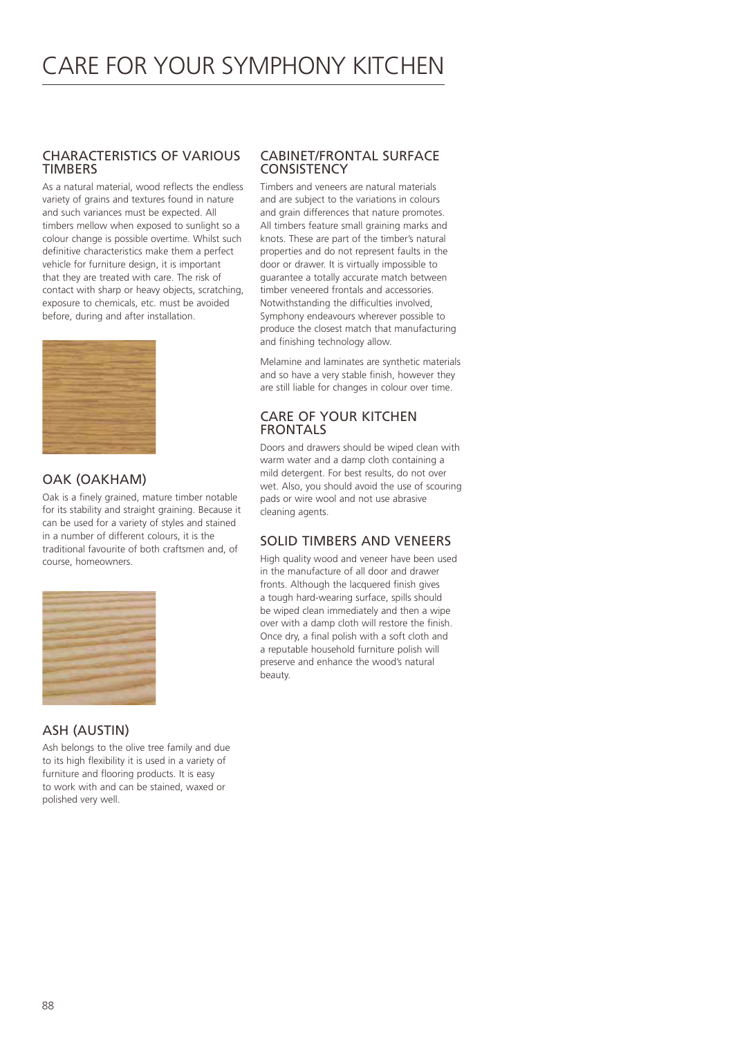# CARE FOR YOUR SYMPHONY KITCHEN

## CHARACTERISTICS OF VARIOUS TIMBERS

As a natural material, wood reflects the endless variety of grains and textures found in nature and such variances must be expected. All timbers mellow when exposed to sunlight so a colour change is possible overtime. Whilst such definitive characteristics make them a perfect vehicle for furniture design, it is important that they are treated with care. The risk of contact with sharp or heavy objects, scratching, exposure to chemicals, etc. must be avoided before, during and after installation.

## OAK (OAKHAM)

Oak is a finely grained, mature timber notable for its stability and straight graining. Because it can be used for a variety of styles and stained in a number of different colours, it is the traditional favourite of both craftsmen and, of course, homeowners.

## ASH (AUSTIN)

Ash belongs to the olive tree family and due to its high flexibility it is used in a variety of furniture and flooring products. It is easy to work with and can be stained, waxed or polished very well.

## CABINET/FRONTAL SURFACE CONSISTENCY

Timbers and veneers are natural materials and are subject to the variations in colours and grain differences that nature promotes. All timbers feature small graining marks and knots. These are part of the timber's natural properties and do not represent faults in the door or drawer. It is virtually impossible to guarantee a totally accurate match between timber veneered frontals and accessories. Notwithstanding the difficulties involved, Symphony endeavours wherever possible to produce the closest match that manufacturing and finishing technology allow.

Melamine and laminates are synthetic materials and so have a very stable finish, however they are still liable for changes in colour over time.

## CARE OF YOUR KITCHEN FRONTALS

Doors and drawers should be wiped clean with warm water and a damp cloth containing a mild detergent. For best results, do not over wet. Also, you should avoid the use of scouring pads or wire wool and not use abrasive cleaning agents.

## SOLID TIMBERS AND VENEERS

High quality wood and veneer have been used in the manufacture of all door and drawer fronts. Although the lacquered finish gives a tough hard-wearing surface, spills should be wiped clean immediately and then a wipe over with a damp cloth will restore the finish. Once dry, a final polish with a soft cloth and a reputable household furniture polish will preserve and enhance the wood's natural beauty.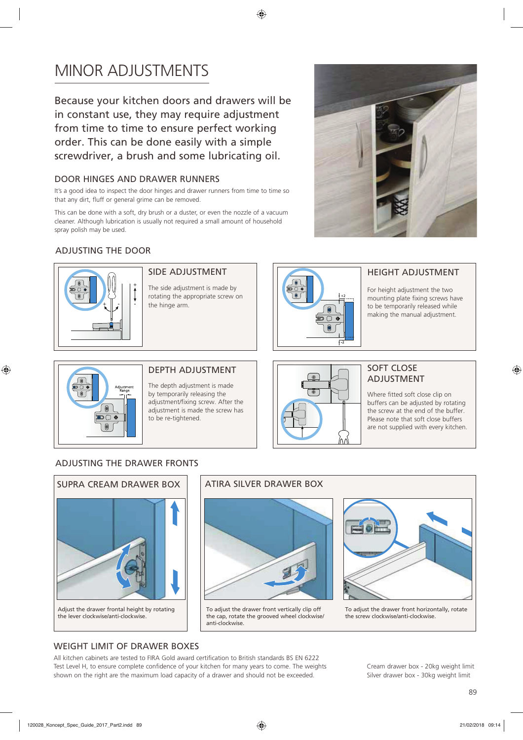# MINOR ADJUSTMENTS

Because your kitchen doors and drawers will be in constant use, they may require adjustment from time to time to ensure perfect working order. This can be done easily with a simple screwdriver, a brush and some lubricating oil.

## DOOR HINGES AND DRAWER RUNNERS

It's a good idea to inspect the door hinges and drawer runners from time to time so that any dirt, fluff or general grime can be removed.

This can be done with a soft, dry brush or a duster, or even the nozzle of a vacuum cleaner. Although lubrication is usually not required a small amount of household spray polish may be used.

## ADJUSTING THE DOOR

### SIDE ADJUSTMENT

The side adjustment is made by rotating the appropriate screw on the hinge arm.

### HEIGHT ADJUSTMENT

For height adjustment the two mounting plate fixing screws have to be temporarily released while making the manual adjustment.

### DEPTH ADJUSTMENT

The depth adjustment is made by temporarily releasing the adjustment/fixing screw. After the adjustment is made the screw has to be re-tightened.

### SOFT CLOSE ADJUSTMENT

Where fitted soft close clip on buffers can be adjusted by rotating the screw at the end of the buffer. Please note that soft close buffers are not supplied with every kitchen.

## ADJUSTING THE DRAWER FRONTS

### SUPRA CREAM DRAWER BOX

Adjust the drawer frontal height by rotating the lever clockwise/anti-clockwise.

### ATIRA SILVER DRAWER BOX

To adjust the drawer front vertically clip off the cap, rotate the grooved wheel clockwise/anti-clockwise.

To adjust the drawer front horizontally, rotate the screw clockwise/anti-clockwise.

## WEIGHT LIMIT OF DRAWER BOXES

All kitchen cabinets are tested to FIRA Gold award certification to British standards BS EN 6222 Test Level H, to ensure complete confidence of your kitchen for many years to come. The weights shown on the right are the maximum load capacity of a drawer and should not be exceeded.

Cream drawer box - 20kg weight limit
Silver drawer box - 30kg weight limit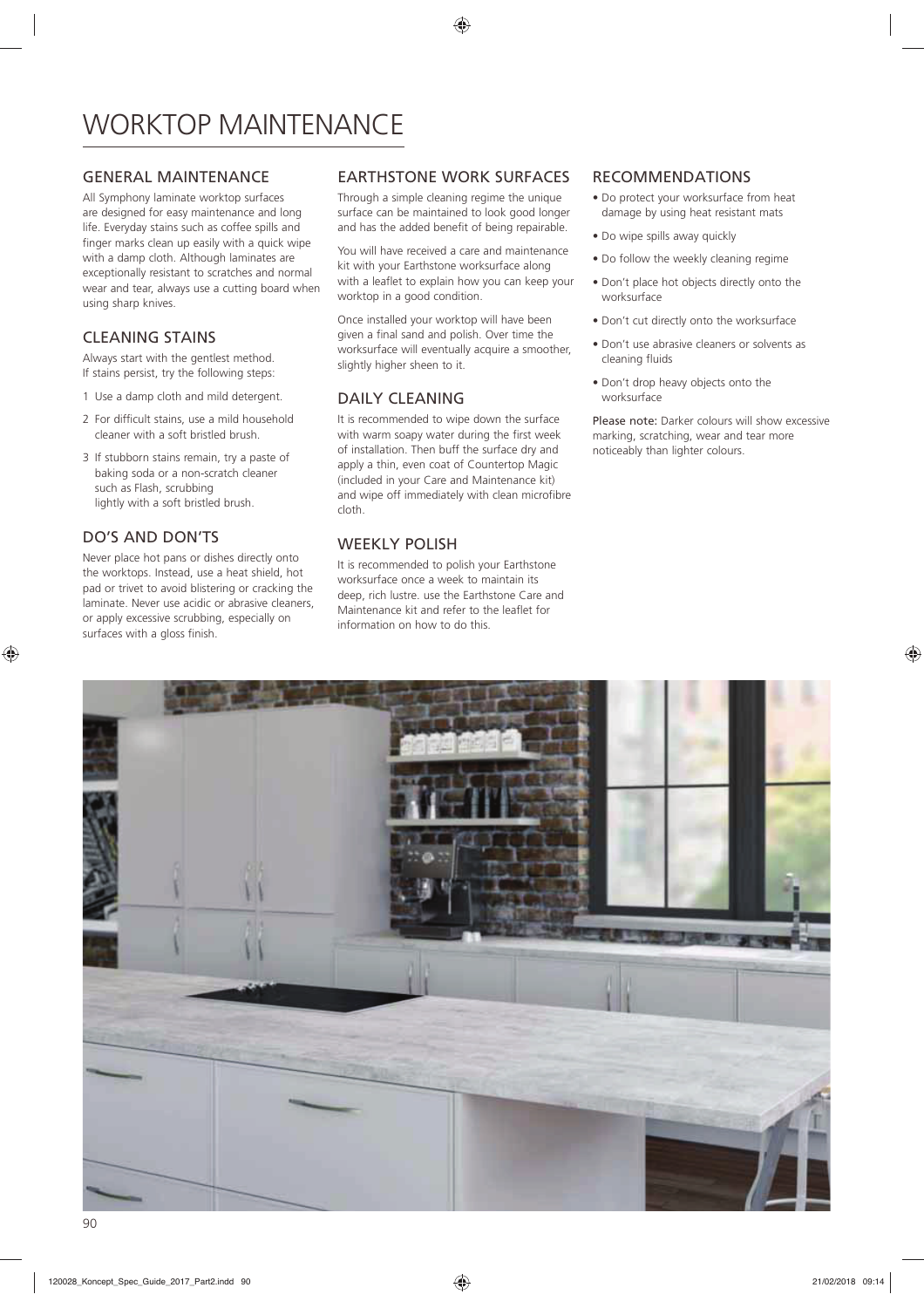# WORKTOP MAINTENANCE

## GENERAL MAINTENANCE

All Symphony laminate worktop surfaces are designed for easy maintenance and long life. Everyday stains such as coffee spills and finger marks clean up easily with a quick wipe with a damp cloth. Although laminates are exceptionally resistant to scratches and normal wear and tear, always use a cutting board when using sharp knives.

## CLEANING STAINS

Always start with the gentlest method. If stains persist, try the following steps:

1. Use a damp cloth and mild detergent.
2. For difficult stains, use a mild household cleaner with a soft bristled brush.
3. If stubborn stains remain, try a paste of baking soda or a non-scratch cleaner such as Flash, scrubbing lightly with a soft bristled brush.

## DO'S AND DON'TS

Never place hot pans or dishes directly onto the worktops. Instead, use a heat shield, hot pad or trivet to avoid blistering or cracking the laminate. Never use acidic or abrasive cleaners, or apply excessive scrubbing, especially on surfaces with a gloss finish.

## EARTHSTONE WORK SURFACES

Through a simple cleaning regime the unique surface can be maintained to look good longer and has the added benefit of being repairable.

You will have received a care and maintenance kit with your Earthstone worksurface along with a leaflet to explain how you can keep your worktop in a good condition.

Once installed your worktop will have been given a final sand and polish. Over time the worksurface will eventually acquire a smoother, slightly higher sheen to it.

## DAILY CLEANING

It is recommended to wipe down the surface with warm soapy water during the first week of installation. Then buff the surface dry and apply a thin, even coat of Countertop Magic (included in your Care and Maintenance kit) and wipe off immediately with clean microfibre cloth.

## WEEKLY POLISH

It is recommended to polish your Earthstone worksurface once a week to maintain its deep, rich lustre. use the Earthstone Care and Maintenance kit and refer to the leaflet for information on how to do this.

## RECOMMENDATIONS

- Do protect your worksurface from heat damage by using heat resistant mats
- Do wipe spills away quickly
- Do follow the weekly cleaning regime
- Don't place hot objects directly onto the worksurface
- Don't cut directly onto the worksurface
- Don't use abrasive cleaners or solvents as cleaning fluids
- Don't drop heavy objects onto the worksurface

**Please note:** Darker colours will show excessive marking, scratching, wear and tear more noticeably than lighter colours.